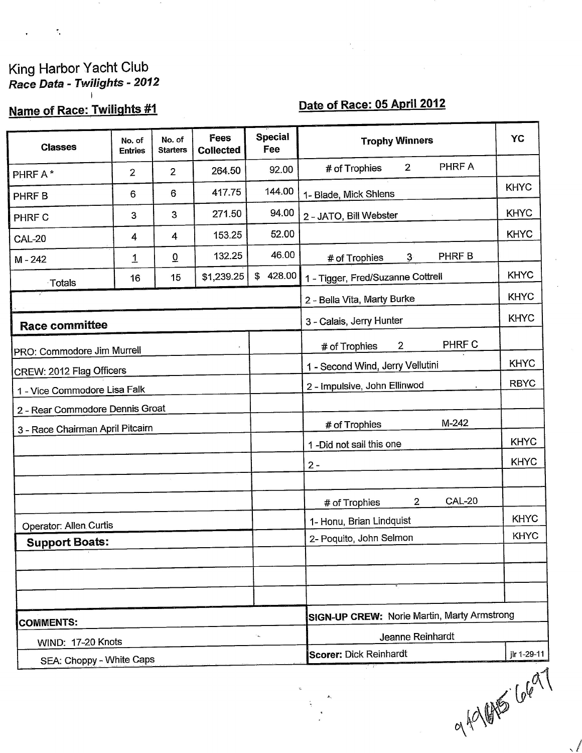King Harbor Yacht Club

*Race Data - Twilights - 2012*

**Name of Race: Twilights #1** | **Date of Race: 05 April 2012**

| Classes | No. of Entries | No. of Starters | Fees Collected | Special Fee |
|---|---|---|---|---|
| PHRF A * | 2 | 2 | 264.50 | 92.00 |
| PHRF B | 6 | 6 | 417.75 | 144.00 |
| PHRF C | 3 | 3 | 271.50 | 94.00 |
| CAL-20 | 4 | 4 | 153.25 | 52.00 |
| M - 242 | 1 | 0 | 132.25 | 46.00 |
| Totals | 16 | 15 | $1,239.25 | $ 428.00 |

| Trophy Winners | YC |
|---|---|
| # of Trophies 2 PHRF A | |
| 1- Blade, Mick Shlens | KHYC |
| 2 - JATO, Bill Webster | KHYC |
| | KHYC |
| # of Trophies 3 PHRF B | |
| 1 - Tigger, Fred/Suzanne Cottrell | KHYC |
| 2 - Bella Vita, Marty Burke | KHYC |
| 3 - Calais, Jerry Hunter | KHYC |
| # of Trophies 2 PHRF C | |
| 1 - Second Wind, Jerry Vellutini | KHYC |
| 2 - Impulsive, John Ellinwod | RBYC |
| # of Trophies M-242 | |
| 1 -Did not sail this one | KHYC |
| 2 - | KHYC |
| # of Trophies 2 CAL-20 | |
| 1- Honu, Brian Lindquist | KHYC |
| 2- Poquito, John Selmon | KHYC |

**Race committee**

PRO: Commodore Jim Murrell

CREW: 2012 Flag Officers

1 - Vice Commodore Lisa Falk

2 - Rear Commodore Dennis Groat

3 - Race Chairman April Pitcairn

Operator: Allen Curtis

**Support Boats:**

**COMMENTS:**

WIND: 17-20 Knots

SEA: Choppy - White Caps

**SIGN-UP CREW:** Norie Martin, Marty Armstrong

Jeanne Reinhardt

**Scorer:** Dick Reinhardt

jlr 1-29-11

949 645 6697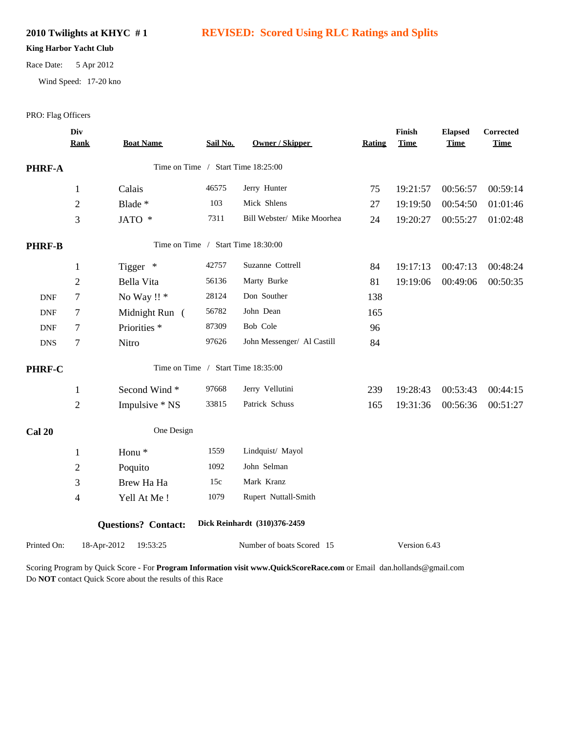**2010 Twilights at KHYC # 1** **REVISED: Scored Using RLC Ratings and Splits**

**King Harbor Yacht Club**

Race Date: 5 Apr 2012

Wind Speed: 17-20 kno

PRO: Flag Officers

| | Div Rank | Boat Name | Sail No. | Owner / Skipper | Rating | Finish Time | Elapsed Time | Corrected Time |
|---|---|---|---|---|---|---|---|---|
| **PHRF-A** | | Time on Time / Start Time 18:25:00 | | | | | | |
| | 1 | Calais | 46575 | Jerry Hunter | 75 | 19:21:57 | 00:56:57 | 00:59:14 |
| | 2 | Blade * | 103 | Mick Shlens | 27 | 19:19:50 | 00:54:50 | 01:01:46 |
| | 3 | JATO * | 7311 | Bill Webster/ Mike Moorhea | 24 | 19:20:27 | 00:55:27 | 01:02:48 |
| **PHRF-B** | | Time on Time / Start Time 18:30:00 | | | | | | |
| | 1 | Tigger * | 42757 | Suzanne Cottrell | 84 | 19:17:13 | 00:47:13 | 00:48:24 |
| | 2 | Bella Vita | 56136 | Marty Burke | 81 | 19:19:06 | 00:49:06 | 00:50:35 |
| DNF | 7 | No Way !! * | 28124 | Don Souther | 138 | | | |
| DNF | 7 | Midnight Run ( | 56782 | John Dean | 165 | | | |
| DNF | 7 | Priorities * | 87309 | Bob Cole | 96 | | | |
| DNS | 7 | Nitro | 97626 | John Messenger/ Al Castill | 84 | | | |
| **PHRF-C** | | Time on Time / Start Time 18:35:00 | | | | | | |
| | 1 | Second Wind * | 97668 | Jerry Vellutini | 239 | 19:28:43 | 00:53:43 | 00:44:15 |
| | 2 | Impulsive * NS | 33815 | Patrick Schuss | 165 | 19:31:36 | 00:56:36 | 00:51:27 |
| **Cal 20** | | One Design | | | | | | |
| | 1 | Honu * | 1559 | Lindquist/ Mayol | | | | |
| | 2 | Poquito | 1092 | John Selman | | | | |
| | 3 | Brew Ha Ha | 15c | Mark Kranz | | | | |
| | 4 | Yell At Me ! | 1079 | Rupert Nuttall-Smith | | | | |

**Questions? Contact:** **Dick Reinhardt (310)376-2459**

Printed On: 18-Apr-2012 19:53:25 Number of boats Scored 15 Version 6.43

Scoring Program by Quick Score - For **Program Information visit www.QuickScoreRace.com** or Email dan.hollands@gmail.com
Do **NOT** contact Quick Score about the results of this Race